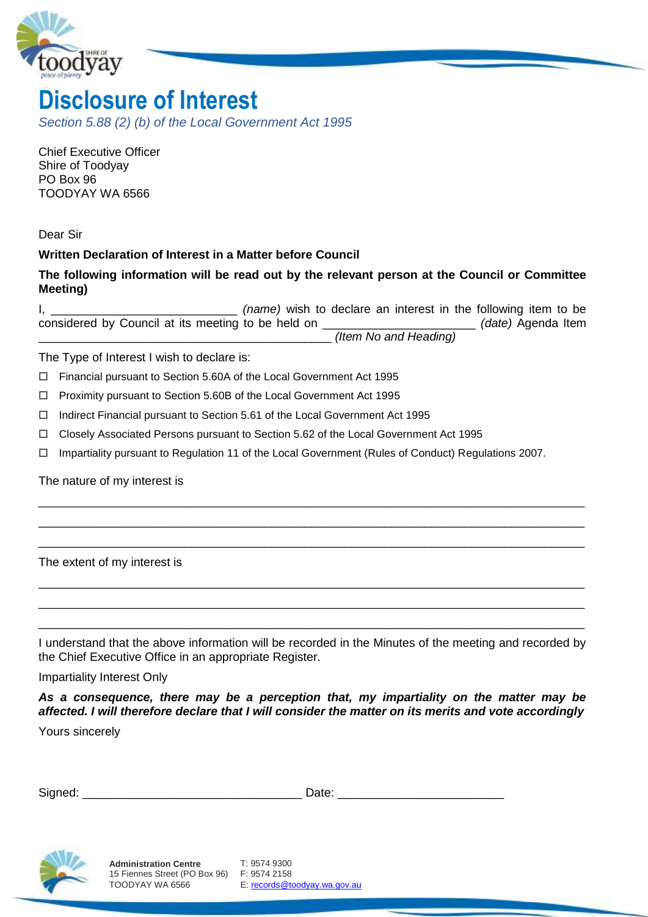# Disclosure of Interest

*Section 5.88 (2) (b) of the Local Government Act 1995*

Chief Executive Officer
Shire of Toodyay
PO Box 96
TOODYAY WA 6566

Dear Sir

**Written Declaration of Interest in a Matter before Council**

**The following information will be read out by the relevant person at the Council or Committee Meeting)**

I, ___________________________ *(name)* wish to declare an interest in the following item to be considered by Council at its meeting to be held on ______________________ *(date)* Agenda Item ___________________________________________ *(Item No and Heading)*

The Type of Interest I wish to declare is:

- ☐ Financial pursuant to Section 5.60A of the Local Government Act 1995
- ☐ Proximity pursuant to Section 5.60B of the Local Government Act 1995
- ☐ Indirect Financial pursuant to Section 5.61 of the Local Government Act 1995
- ☐ Closely Associated Persons pursuant to Section 5.62 of the Local Government Act 1995
- ☐ Impartiality pursuant to Regulation 11 of the Local Government (Rules of Conduct) Regulations 2007.

The nature of my interest is

________________________________________________________________________________

________________________________________________________________________________

________________________________________________________________________________

The extent of my interest is

________________________________________________________________________________

________________________________________________________________________________

________________________________________________________________________________

I understand that the above information will be recorded in the Minutes of the meeting and recorded by the Chief Executive Office in an appropriate Register.

Impartiality Interest Only

***As a consequence, there may be a perception that, my impartiality on the matter may be affected. I will therefore declare that I will consider the matter on its merits and vote accordingly***

Yours sincerely

Signed: ________________________________ Date: ________________________

**Administration Centre**
15 Fiennes Street (PO Box 96)
TOODYAY WA 6566

T: 9574 9300
F: 9574 2158
E: records@toodyay.wa.gov.au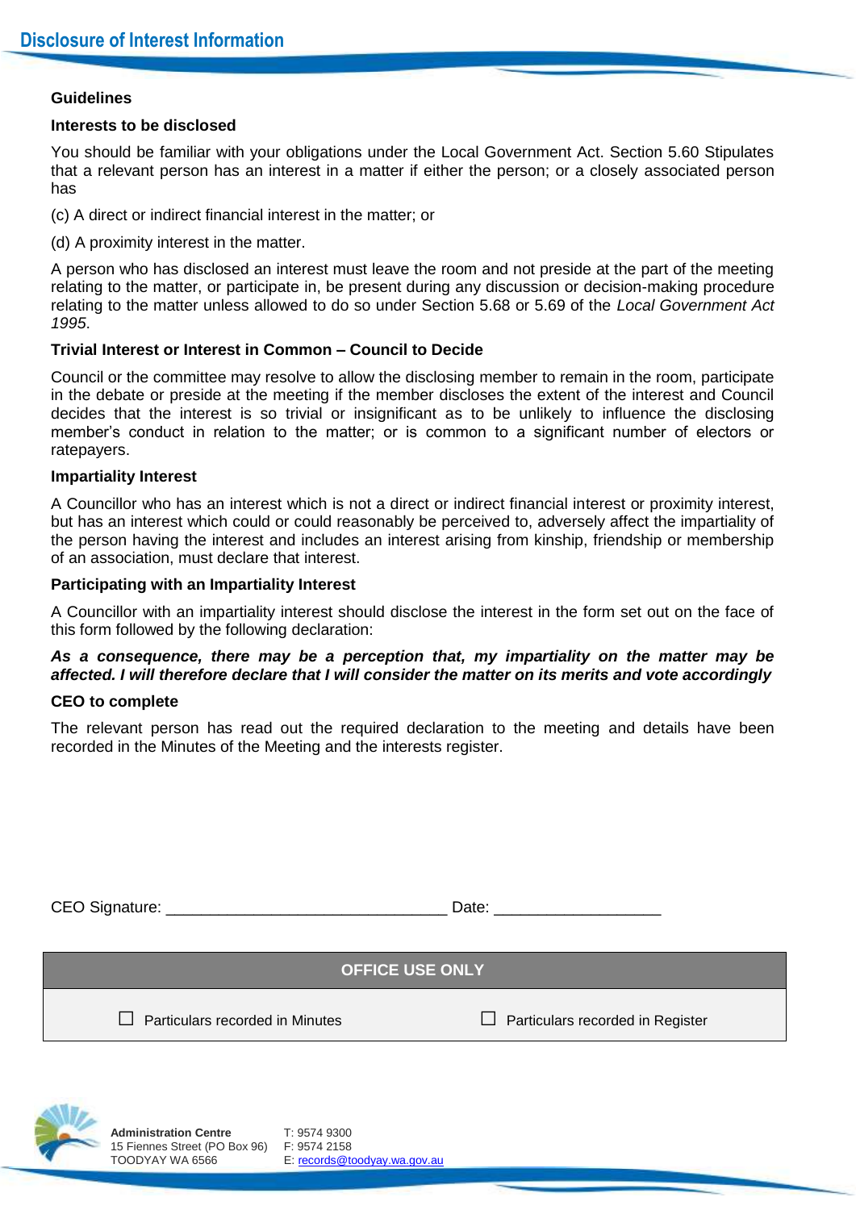## Disclosure of Interest Information

**Guidelines**

**Interests to be disclosed**

You should be familiar with your obligations under the Local Government Act. Section 5.60 Stipulates that a relevant person has an interest in a matter if either the person; or a closely associated person has

(c) A direct or indirect financial interest in the matter; or

(d) A proximity interest in the matter.

A person who has disclosed an interest must leave the room and not preside at the part of the meeting relating to the matter, or participate in, be present during any discussion or decision-making procedure relating to the matter unless allowed to do so under Section 5.68 or 5.69 of the *Local Government Act 1995*.

**Trivial Interest or Interest in Common – Council to Decide**

Council or the committee may resolve to allow the disclosing member to remain in the room, participate in the debate or preside at the meeting if the member discloses the extent of the interest and Council decides that the interest is so trivial or insignificant as to be unlikely to influence the disclosing member's conduct in relation to the matter; or is common to a significant number of electors or ratepayers.

**Impartiality Interest**

A Councillor who has an interest which is not a direct or indirect financial interest or proximity interest, but has an interest which could or could reasonably be perceived to, adversely affect the impartiality of the person having the interest and includes an interest arising from kinship, friendship or membership of an association, must declare that interest.

**Participating with an Impartiality Interest**

A Councillor with an impartiality interest should disclose the interest in the form set out on the face of this form followed by the following declaration:

***As a consequence, there may be a perception that, my impartiality on the matter may be affected. I will therefore declare that I will consider the matter on its merits and vote accordingly***

**CEO to complete**

The relevant person has read out the required declaration to the meeting and details have been recorded in the Minutes of the Meeting and the interests register.

CEO Signature: ________________________________ Date: ___________________

| OFFICE USE ONLY | |
|---|---|
| ☐ Particulars recorded in Minutes | ☐ Particulars recorded in Register |

**Administration Centre**
15 Fiennes Street (PO Box 96)
TOODYAY WA 6566

T: 9574 9300
F: 9574 2158
E: records@toodyay.wa.gov.au